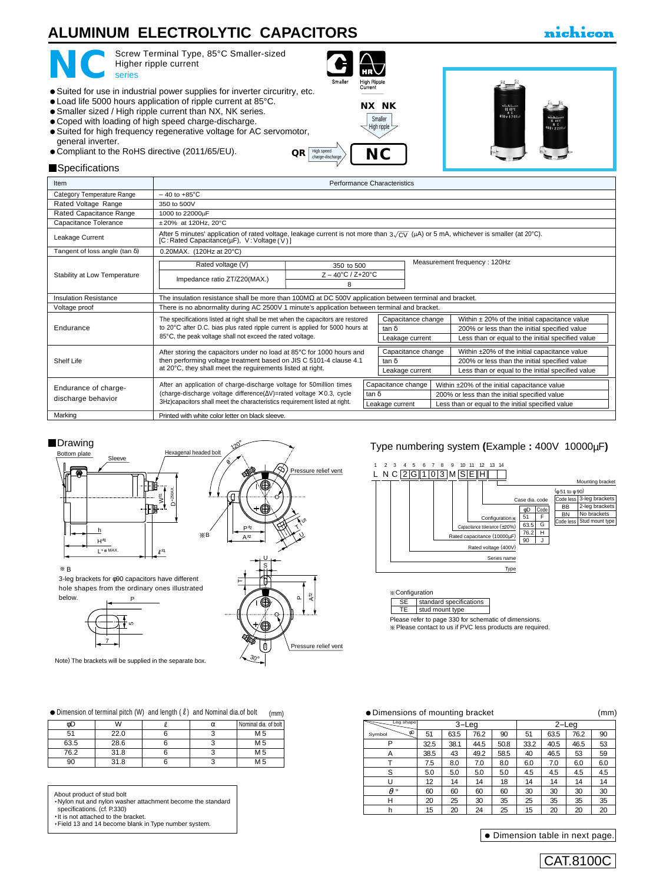# ALUMINUM ELECTROLYTIC CAPACITORS

nichicon

# NC series

Screw Terminal Type, 85°C Smaller-sized
Higher ripple current

Smaller | High Ripple Current

NX NK → Smaller / High ripple → NC
QR → High speed charge-discharge → NC

- Suited for use in industrial power supplies for inverter circuitry, etc.
- Load life 5000 hours application of ripple current at 85°C.
- Smaller sized / High ripple current than NX, NK series.
- Coped with loading of high speed charge-discharge.
- Suited for high frequency regenerative voltage for AC servomotor, general inverter.
- Compliant to the RoHS directive (2011/65/EU).

## Specifications

| Item | Performance Characteristics |
|---|---|
| Category Temperature Range | – 40 to +85°C |
| Rated Voltage Range | 350 to 500V |
| Rated Capacitance Range | 1000 to 22000μF |
| Capacitance Tolerance | ±20% at 120Hz, 20°C |
| Leakage Current | After 5 minutes' application of rated voltage, leakage current is not more than $3\sqrt{CV}$ (μA) or 5 mA, whichever is smaller (at 20°C). [C : Rated Capacitance(μF), V : Voltage (V)] |
| Tangent of loss angle (tan δ) | 0.20MAX. (120Hz at 20°C) |
| Stability at Low Temperature | Rated voltage (V): 350 to 500; Impedance ratio ZT/Z20(MAX.): Z – 40°C / Z+20°C: 8. Measurement frequency : 120Hz |
| Insulation Resistance | The insulation resistance shall be more than 100MΩ at DC 500V application between terminal and bracket. |
| Voltage proof | There is no abnormality during AC 2500V 1 minute's application between terminal and bracket. |
| Endurance | The specifications listed at right shall be met when the capacitors are restored to 20°C after D.C. bias plus rated ripple current is applied for 5000 hours at 85°C, the peak voltage shall not exceed the rated voltage. Capacitance change: Within ± 20% of the initial capacitance value; tan δ: 200% or less than the initial specified value; Leakage current: Less than or equal to the initial specified value |
| Shelf Life | After storing the capacitors under no load at 85°C for 1000 hours and then performing voltage treatment based on JIS C 5101-4 clause 4.1 at 20°C, they shall meet the requirements listed at right. Capacitance change: Within ±20% of the initial capacitance value; tan δ: 200% or less than the initial specified value; Leakage current: Less than or equal to the initial specified value |
| Endurance of charge-discharge behavior | After an application of charge-discharge voltage for 50million times (charge-discharge voltage difference(ΔV)=rated voltage ×0.3, cycle 3Hz)capacitors shall meet the characteristics requirement listed at right. Capacitance change: Within ±20% of the initial capacitance value; tan δ: 200% or less than the initial specified value; Leakage current: Less than or equal to the initial specified value |
| Marking | Printed with white color letter on black sleeve. |

## Drawing

Bottom plate, Sleeve, Hexagenal headed bolt, Pressure relief vent, W[±1], D[+2MAX.], h, H[±1], L[+α MAX.], ℓ[±1], P[±2], A[±2], ※B, θ, 120°, 30°, T, S, U

※B
3-leg brackets for φ90 capacitors have different hole shapes from the ordinary ones illustrated below.

Note) The brackets will be supplied in the separate box.

## Type numbering system (Example : 400V 10000μF)

L N C 2 G 1 0 3 M S E H (positions 1–14)

- Type
- Series name
- Rated voltage (400V)
- Rated capacitance (10000μF)
- Capacitance tolerance (±20%)
- Configuration ※
- Case dia. code
- Mounting bracket

| φD | Code |
|---|---|
| 51 | F |
| 63.5 | G |
| 76.2 | H |
| 90 | J |

Mounting bracket (φ51 to φ90)

| Code | |
|---|---|
| Code less | 3-leg brackets |
| BB | 2-leg brackets |
| BN | No brackets |
| Code less | Stud mount type |

※Configuration

| | |
|---|---|
| SE | standard specifications |
| TE | stud mount type |

Please refer to page 330 for schematic of dimensions.
※Please contact to us if PVC less products are required.

● Dimension of terminal pitch (W) and length (ℓ) and Nominal dia.of bolt (mm)

| φD | W | ℓ | α | Nominal dia. of bolt |
|---|---|---|---|---|
| 51 | 22.0 | 6 | 3 | M5 |
| 63.5 | 28.6 | 6 | 3 | M5 |
| 76.2 | 31.8 | 6 | 3 | M5 |
| 90 | 31.8 | 6 | 3 | M5 |

About product of stud bolt
- Nylon nut and nylon washer attachment become the standard specifications. (cf. P.330)
- It is not attached to the bracket.
- Field 13 and 14 become blank in Type number system.

● Dimensions of mounting bracket (mm)

| Symbol \ Leg shape φD | 3–Leg 51 | 3–Leg 63.5 | 3–Leg 76.2 | 3–Leg 90 | 2–Leg 51 | 2–Leg 63.5 | 2–Leg 76.2 | 2–Leg 90 |
|---|---|---|---|---|---|---|---|---|
| P | 32.5 | 38.1 | 44.5 | 50.8 | 33.2 | 40.5 | 46.5 | 53 |
| A | 38.5 | 43 | 49.2 | 58.5 | 40 | 46.5 | 53 | 59 |
| T | 7.5 | 8.0 | 7.0 | 8.0 | 6.0 | 7.0 | 6.0 | 6.0 |
| S | 5.0 | 5.0 | 5.0 | 5.0 | 4.5 | 4.5 | 4.5 | 4.5 |
| U | 12 | 14 | 14 | 18 | 14 | 14 | 14 | 14 |
| θ° | 60 | 60 | 60 | 60 | 30 | 30 | 30 | 30 |
| H | 20 | 25 | 30 | 35 | 25 | 35 | 35 | 35 |
| h | 15 | 20 | 24 | 25 | 15 | 20 | 20 | 20 |

● Dimension table in next page.

CAT.8100C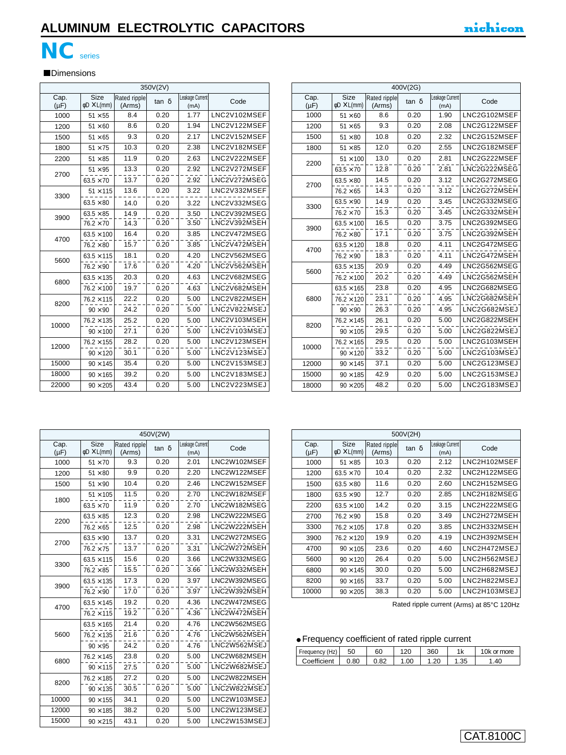# ALUMINUM ELECTROLYTIC CAPACITORS

# NC series

■Dimensions

| 350V(2V) | | | | | |
|---|---|---|---|---|---|
| Cap. (μF) | Size φD ×L(mm) | Rated ripple (Arms) | tan δ | Leakage Current (mA) | Code |
| 1000 | 51 ×55 | 8.4 | 0.20 | 1.77 | LNC2V102MSEF |
| 1200 | 51 ×60 | 8.6 | 0.20 | 1.94 | LNC2V122MSEF |
| 1500 | 51 ×65 | 9.3 | 0.20 | 2.17 | LNC2V152MSEF |
| 1800 | 51 ×75 | 10.3 | 0.20 | 2.38 | LNC2V182MSEF |
| 2200 | 51 ×85 | 11.9 | 0.20 | 2.63 | LNC2V222MSEF |
| 2700 | 51 ×95 | 13.3 | 0.20 | 2.92 | LNC2V272MSEF |
| | 63.5 ×70 | 13.7 | 0.20 | 2.92 | LNC2V272MSEG |
| 3300 | 51 ×115 | 13.6 | 0.20 | 3.22 | LNC2V332MSEF |
| | 63.5 ×80 | 14.0 | 0.20 | 3.22 | LNC2V332MSEG |
| 3900 | 63.5 ×85 | 14.9 | 0.20 | 3.50 | LNC2V392MSEG |
| | 76.2 ×70 | 14.3 | 0.20 | 3.50 | LNC2V392MSEH |
| 4700 | 63.5 ×100 | 16.4 | 0.20 | 3.85 | LNC2V472MSEG |
| | 76.2 ×80 | 15.7 | 0.20 | 3.85 | LNC2V472MSEH |
| 5600 | 63.5 ×115 | 18.1 | 0.20 | 4.20 | LNC2V562MSEG |
| | 76.2 ×90 | 17.6 | 0.20 | 4.20 | LNC2V562MSEH |
| 6800 | 63.5 ×135 | 20.3 | 0.20 | 4.63 | LNC2V682MSEG |
| | 76.2 ×100 | 19.7 | 0.20 | 4.63 | LNC2V682MSEH |
| 8200 | 76.2 ×115 | 22.2 | 0.20 | 5.00 | LNC2V822MSEH |
| | 90 ×90 | 24.2 | 0.20 | 5.00 | LNC2V822MSEJ |
| 10000 | 76.2 ×135 | 25.2 | 0.20 | 5.00 | LNC2V103MSEH |
| | 90 ×100 | 27.1 | 0.20 | 5.00 | LNC2V103MSEJ |
| 12000 | 76.2 ×155 | 28.2 | 0.20 | 5.00 | LNC2V123MSEH |
| | 90 ×120 | 30.1 | 0.20 | 5.00 | LNC2V123MSEJ |
| 15000 | 90 ×145 | 35.4 | 0.20 | 5.00 | LNC2V153MSEJ |
| 18000 | 90 ×165 | 39.2 | 0.20 | 5.00 | LNC2V183MSEJ |
| 22000 | 90 ×205 | 43.4 | 0.20 | 5.00 | LNC2V223MSEJ |

| 400V(2G) | | | | | |
|---|---|---|---|---|---|
| Cap. (μF) | Size φD ×L(mm) | Rated ripple (Arms) | tan δ | Leakage Current (mA) | Code |
| 1000 | 51 ×60 | 8.6 | 0.20 | 1.90 | LNC2G102MSEF |
| 1200 | 51 ×65 | 9.3 | 0.20 | 2.08 | LNC2G122MSEF |
| 1500 | 51 ×80 | 10.8 | 0.20 | 2.32 | LNC2G152MSEF |
| 1800 | 51 ×85 | 12.0 | 0.20 | 2.55 | LNC2G182MSEF |
| 2200 | 51 ×100 | 13.0 | 0.20 | 2.81 | LNC2G222MSEF |
| | 63.5 ×70 | 12.8 | 0.20 | 2.81 | LNC2G222MSEG |
| 2700 | 63.5 ×80 | 14.5 | 0.20 | 3.12 | LNC2G272MSEG |
| | 76.2 ×65 | 14.3 | 0.20 | 3.12 | LNC2G272MSEH |
| 3300 | 63.5 ×90 | 14.9 | 0.20 | 3.45 | LNC2G332MSEG |
| | 76.2 ×70 | 15.3 | 0.20 | 3.45 | LNC2G332MSEH |
| 3900 | 63.5 ×100 | 16.5 | 0.20 | 3.75 | LNC2G392MSEG |
| | 76.2 ×80 | 17.1 | 0.20 | 3.75 | LNC2G392MSEH |
| 4700 | 63.5 ×120 | 18.8 | 0.20 | 4.11 | LNC2G472MSEG |
| | 76.2 ×90 | 18.3 | 0.20 | 4.11 | LNC2G472MSEH |
| 5600 | 63.5 ×135 | 20.9 | 0.20 | 4.49 | LNC2G562MSEG |
| | 76.2 ×100 | 20.2 | 0.20 | 4.49 | LNC2G562MSEH |
| 6800 | 63.5 ×165 | 23.8 | 0.20 | 4.95 | LNC2G682MSEG |
| | 76.2 ×120 | 23.1 | 0.20 | 4.95 | LNC2G682MSEH |
| | 90 ×90 | 26.3 | 0.20 | 4.95 | LNC2G682MSEJ |
| 8200 | 76.2 ×145 | 26.1 | 0.20 | 5.00 | LNC2G822MSEH |
| | 90 ×105 | 29.5 | 0.20 | 5.00 | LNC2G822MSEJ |
| 10000 | 76.2 ×165 | 29.5 | 0.20 | 5.00 | LNC2G103MSEH |
| | 90 ×120 | 33.2 | 0.20 | 5.00 | LNC2G103MSEJ |
| 12000 | 90 ×145 | 37.1 | 0.20 | 5.00 | LNC2G123MSEJ |
| 15000 | 90 ×185 | 42.9 | 0.20 | 5.00 | LNC2G153MSEJ |
| 18000 | 90 ×205 | 48.2 | 0.20 | 5.00 | LNC2G183MSEJ |

| 450V(2W) | | | | | |
|---|---|---|---|---|---|
| Cap. (μF) | Size φD ×L(mm) | Rated ripple (Arms) | tan δ | Leakage Current (mA) | Code |
| 1000 | 51 ×70 | 9.3 | 0.20 | 2.01 | LNC2W102MSEF |
| 1200 | 51 ×80 | 9.9 | 0.20 | 2.20 | LNC2W122MSEF |
| 1500 | 51 ×90 | 10.4 | 0.20 | 2.46 | LNC2W152MSEF |
| 1800 | 51 ×105 | 11.5 | 0.20 | 2.70 | LNC2W182MSEF |
| | 63.5 ×70 | 11.9 | 0.20 | 2.70 | LNC2W182MSEG |
| 2200 | 63.5 ×85 | 12.3 | 0.20 | 2.98 | LNC2W222MSEG |
| | 76.2 ×65 | 12.5 | 0.20 | 2.98 | LNC2W222MSEH |
| 2700 | 63.5 ×90 | 13.7 | 0.20 | 3.31 | LNC2W272MSEG |
| | 76.2 ×75 | 13.7 | 0.20 | 3.31 | LNC2W272MSEH |
| 3300 | 63.5 ×115 | 15.6 | 0.20 | 3.66 | LNC2W332MSEG |
| | 76.2 ×85 | 15.5 | 0.20 | 3.66 | LNC2W332MSEH |
| 3900 | 63.5 ×135 | 17.3 | 0.20 | 3.97 | LNC2W392MSEG |
| | 76.2 ×90 | 17.0 | 0.20 | 3.97 | LNC2W392MSEH |
| 4700 | 63.5 ×145 | 19.2 | 0.20 | 4.36 | LNC2W472MSEG |
| | 76.2 ×115 | 19.2 | 0.20 | 4.36 | LNC2W472MSEH |
| 5600 | 63.5 ×165 | 21.4 | 0.20 | 4.76 | LNC2W562MSEG |
| | 76.2 ×135 | 21.6 | 0.20 | 4.76 | LNC2W562MSEH |
| | 90 ×95 | 24.2 | 0.20 | 4.76 | LNC2W562MSEJ |
| 6800 | 76.2 ×145 | 23.8 | 0.20 | 5.00 | LNC2W682MSEH |
| | 90 ×115 | 27.5 | 0.20 | 5.00 | LNC2W682MSEJ |
| 8200 | 76.2 ×185 | 27.2 | 0.20 | 5.00 | LNC2W822MSEH |
| | 90 ×135 | 30.5 | 0.20 | 5.00 | LNC2W822MSEJ |
| 10000 | 90 ×155 | 34.1 | 0.20 | 5.00 | LNC2W103MSEJ |
| 12000 | 90 ×185 | 38.2 | 0.20 | 5.00 | LNC2W123MSEJ |
| 15000 | 90 ×215 | 43.1 | 0.20 | 5.00 | LNC2W153MSEJ |

| 500V(2H) | | | | | |
|---|---|---|---|---|---|
| Cap. (μF) | Size φD ×L(mm) | Rated ripple (Arms) | tan δ | Leakage Current (mA) | Code |
| 1000 | 51 ×85 | 10.3 | 0.20 | 2.12 | LNC2H102MSEF |
| 1200 | 63.5 ×70 | 10.4 | 0.20 | 2.32 | LNC2H122MSEG |
| 1500 | 63.5 ×80 | 11.6 | 0.20 | 2.60 | LNC2H152MSEG |
| 1800 | 63.5 ×90 | 12.7 | 0.20 | 2.85 | LNC2H182MSEG |
| 2200 | 63.5 ×100 | 14.2 | 0.20 | 3.15 | LNC2H222MSEG |
| 2700 | 76.2 ×90 | 15.8 | 0.20 | 3.49 | LNC2H272MSEH |
| 3300 | 76.2 ×105 | 17.8 | 0.20 | 3.85 | LNC2H332MSEH |
| 3900 | 76.2 ×120 | 19.9 | 0.20 | 4.19 | LNC2H392MSEH |
| 4700 | 90 ×105 | 23.6 | 0.20 | 4.60 | LNC2H472MSEJ |
| 5600 | 90 ×120 | 26.4 | 0.20 | 5.00 | LNC2H562MSEJ |
| 6800 | 90 ×145 | 30.0 | 0.20 | 5.00 | LNC2H682MSEJ |
| 8200 | 90 ×165 | 33.7 | 0.20 | 5.00 | LNC2H822MSEJ |
| 10000 | 90 ×205 | 38.3 | 0.20 | 5.00 | LNC2H103MSEJ |

Rated ripple current (Arms) at 85°C 120Hz

● Frequency coefficient of rated ripple current

| Frequency (Hz) | 50 | 60 | 120 | 360 | 1k | 10k or more |
|---|---|---|---|---|---|---|
| Coefficient | 0.80 | 0.82 | 1.00 | 1.20 | 1.35 | 1.40 |

CAT.8100C